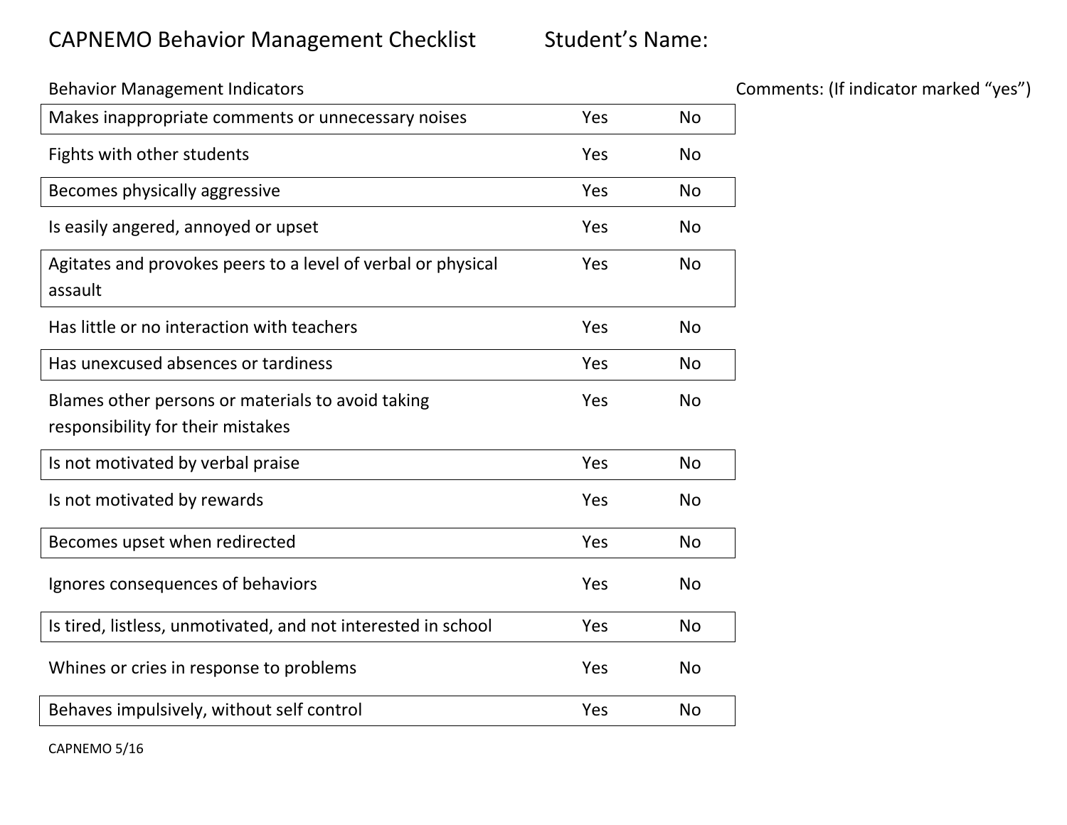# CAPNEMO Behavior Management Checklist

Student's Name:

| Behavior Management Indicators | | | Comments: (If indicator marked "yes") |
|---|---|---|---|
| Makes inappropriate comments or unnecessary noises | Yes | No | |
| Fights with other students | Yes | No | |
| Becomes physically aggressive | Yes | No | |
| Is easily angered, annoyed or upset | Yes | No | |
| Agitates and provokes peers to a level of verbal or physical assault | Yes | No | |
| Has little or no interaction with teachers | Yes | No | |
| Has unexcused absences or tardiness | Yes | No | |
| Blames other persons or materials to avoid taking responsibility for their mistakes | Yes | No | |
| Is not motivated by verbal praise | Yes | No | |
| Is not motivated by rewards | Yes | No | |
| Becomes upset when redirected | Yes | No | |
| Ignores consequences of behaviors | Yes | No | |
| Is tired, listless, unmotivated, and not interested in school | Yes | No | |
| Whines or cries in response to problems | Yes | No | |
| Behaves impulsively, without self control | Yes | No | |

CAPNEMO 5/16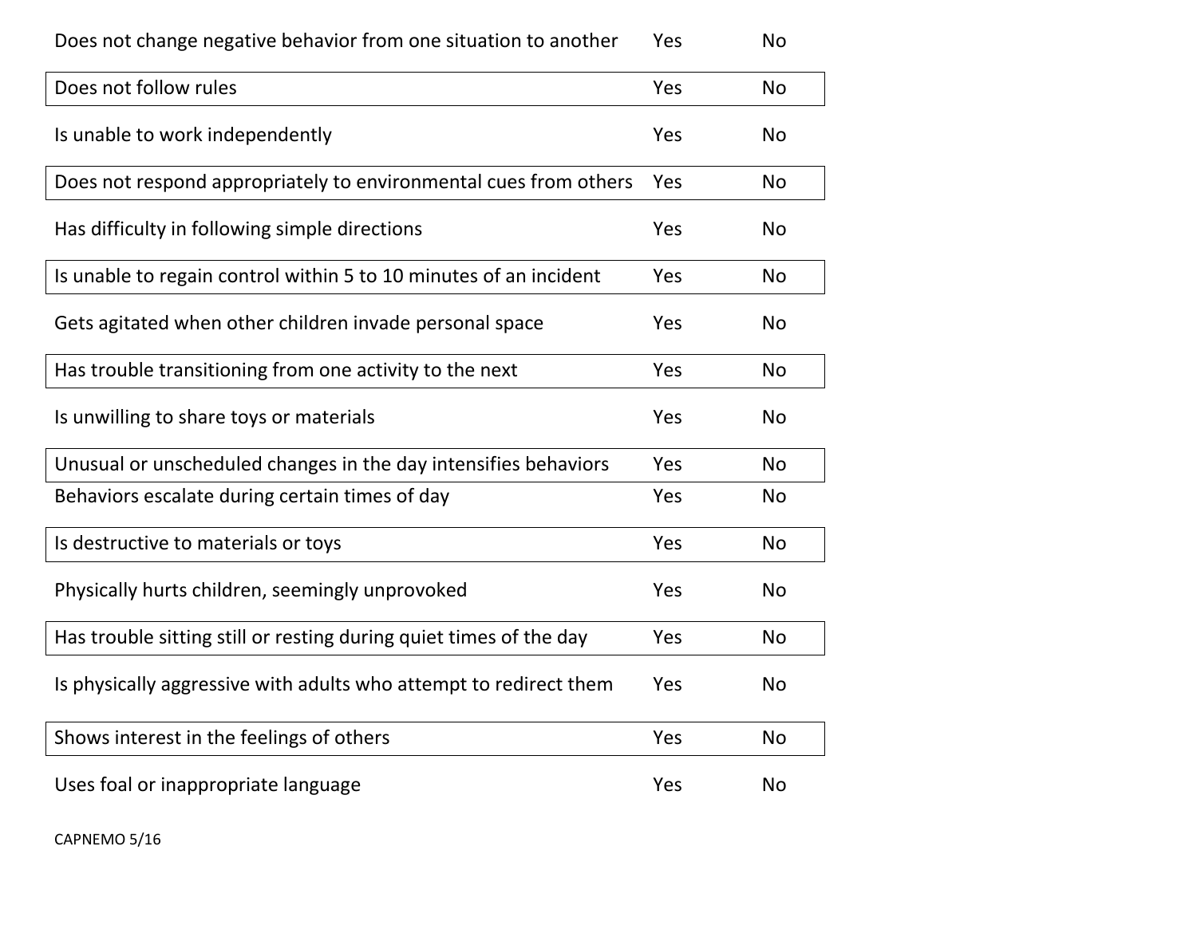| | | |
|---|---|---|
| Does not change negative behavior from one situation to another | Yes | No |
| Does not follow rules | Yes | No |
| Is unable to work independently | Yes | No |
| Does not respond appropriately to environmental cues from others | Yes | No |
| Has difficulty in following simple directions | Yes | No |
| Is unable to regain control within 5 to 10 minutes of an incident | Yes | No |
| Gets agitated when other children invade personal space | Yes | No |
| Has trouble transitioning from one activity to the next | Yes | No |
| Is unwilling to share toys or materials | Yes | No |
| Unusual or unscheduled changes in the day intensifies behaviors | Yes | No |
| Behaviors escalate during certain times of day | Yes | No |
| Is destructive to materials or toys | Yes | No |
| Physically hurts children, seemingly unprovoked | Yes | No |
| Has trouble sitting still or resting during quiet times of the day | Yes | No |
| Is physically aggressive with adults who attempt to redirect them | Yes | No |
| Shows interest in the feelings of others | Yes | No |
| Uses foal or inappropriate language | Yes | No |

CAPNEMO 5/16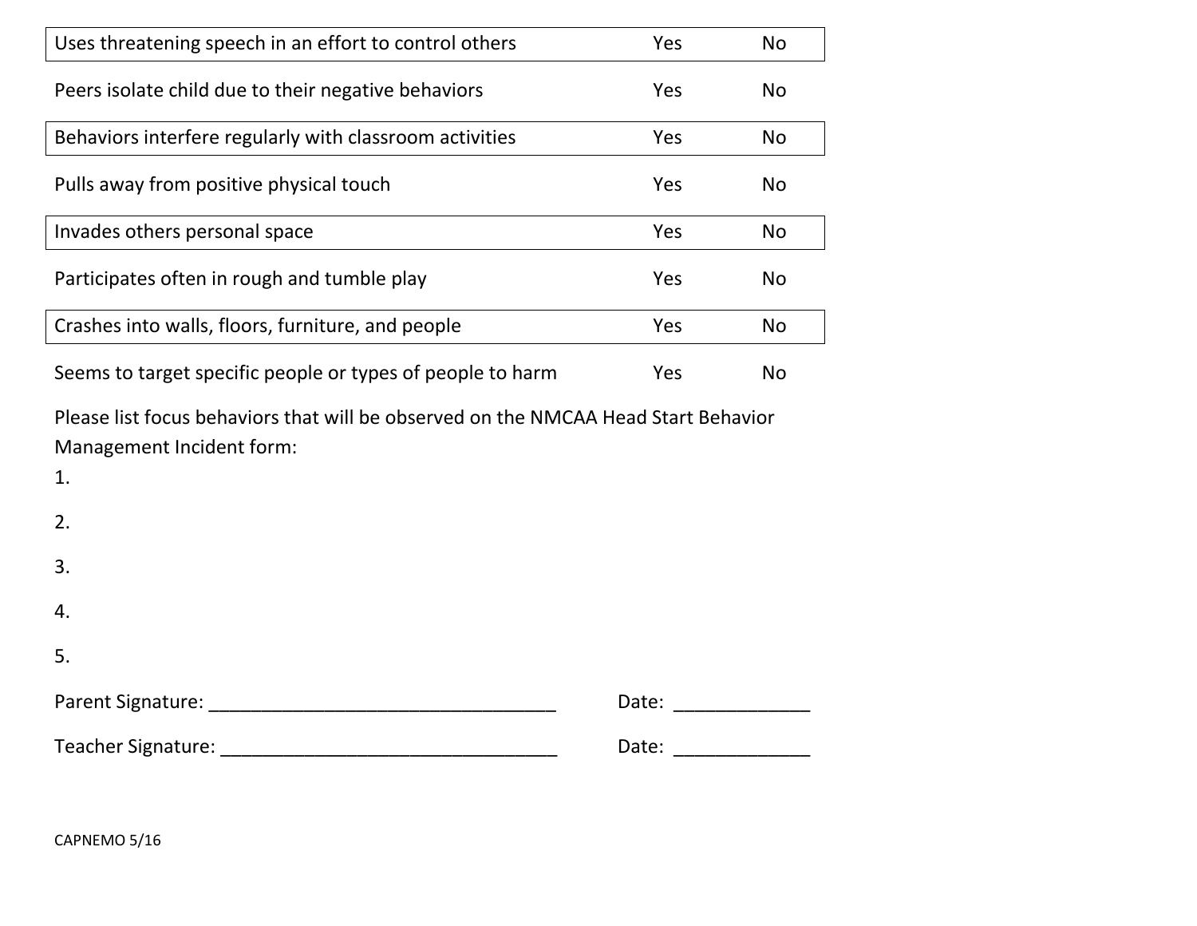| | | |
|---|---|---|
| Uses threatening speech in an effort to control others | Yes | No |
| Peers isolate child due to their negative behaviors | Yes | No |
| Behaviors interfere regularly with classroom activities | Yes | No |
| Pulls away from positive physical touch | Yes | No |
| Invades others personal space | Yes | No |
| Participates often in rough and tumble play | Yes | No |
| Crashes into walls, floors, furniture, and people | Yes | No |
| Seems to target specific people or types of people to harm | Yes | No |

Please list focus behaviors that will be observed on the NMCAA Head Start Behavior Management Incident form:

1.

2.

3.

4.

5.

Parent Signature: ________________________________ Date: ____________

Teacher Signature: ________________________________ Date: ____________

CAPNEMO 5/16